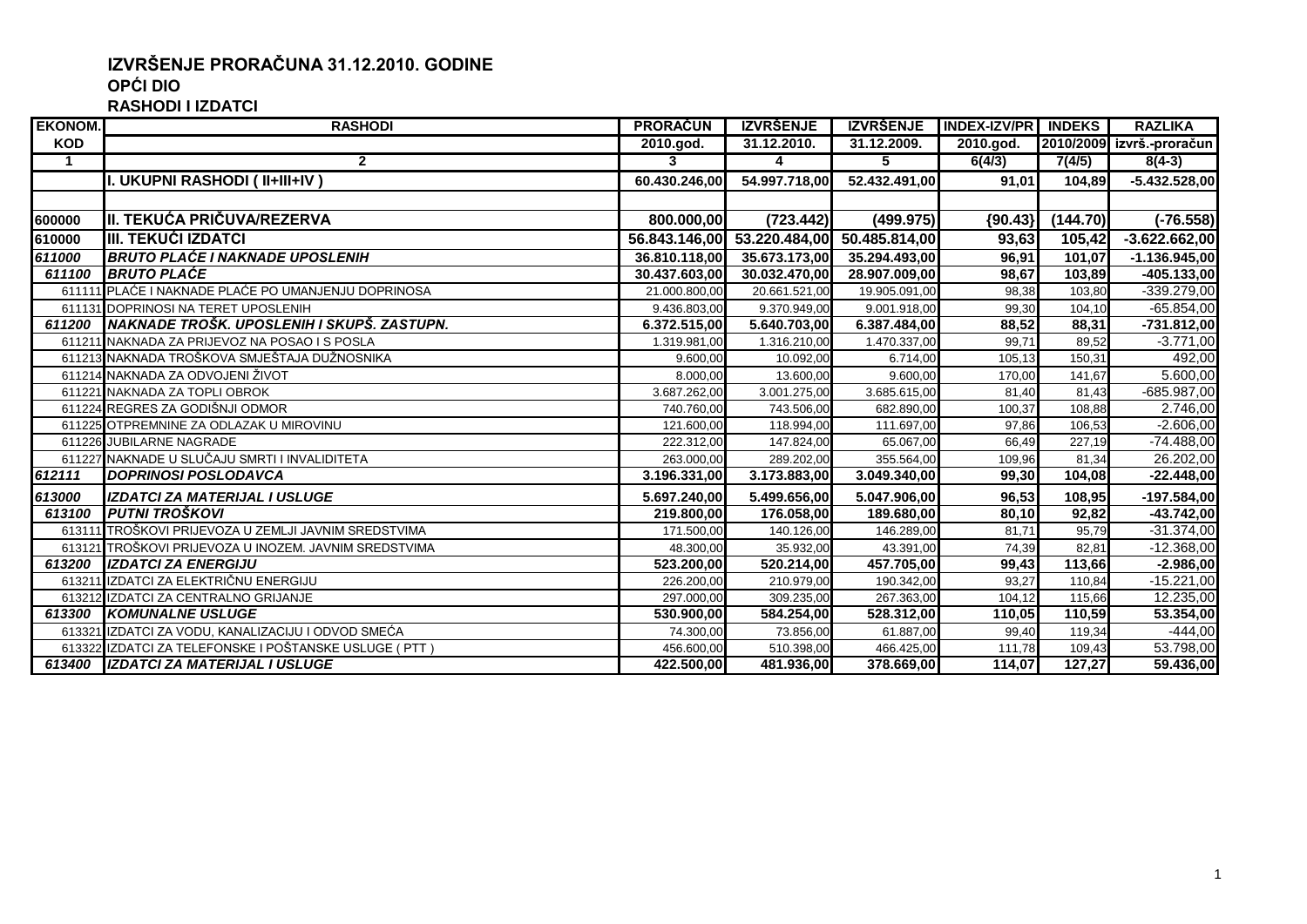# IZVRŠENJE PRORAČUNA 31.12.2010. GODINE

## OPĆI DIO

### RASHODI I IZDATCI

| EKONOM. KOD | RASHODI | PRORAČUN 2010.god. | IZVRŠENJE 31.12.2010. | IZVRŠENJE 31.12.2009. | INDEX-IZV/PR 2010.god. | INDEKS 2010/2009 | RAZLIKA izvrš.-proračun |
|---|---|---|---|---|---|---|---|
| 1 | 2 | 3 | 4 | 5 | 6(4/3) | 7(4/5) | 8(4-3) |
| | **I. UKUPNI RASHODI ( II+III+IV )** | **60.430.246,00** | **54.997.718,00** | **52.432.491,00** | **91,01** | **104,89** | **-5.432.528,00** |
| | | | | | | | |
| **600000** | **II. TEKUĆA PRIČUVA/REZERVA** | **800.000,00** | **(723.442)** | **(499.975)** | **{90.43}** | **(144.70)** | **(-76.558)** |
| **610000** | **III. TEKUĆI IZDATCI** | **56.843.146,00** | **53.220.484,00** | **50.485.814,00** | **93,63** | **105,42** | **-3.622.662,00** |
| ***611000*** | ***BRUTO PLAĆE I NAKNADE UPOSLENIH*** | **36.810.118,00** | **35.673.173,00** | **35.294.493,00** | **96,91** | **101,07** | **-1.136.945,00** |
| ***611100*** | ***BRUTO PLAĆE*** | **30.437.603,00** | **30.032.470,00** | **28.907.009,00** | **98,67** | **103,89** | **-405.133,00** |
| 611111 | PLAĆE I NAKNADE PLAĆE PO UMANJENJU DOPRINOSA | 21.000.800,00 | 20.661.521,00 | 19.905.091,00 | 98,38 | 103,80 | -339.279,00 |
| 611131 | DOPRINOSI NA TERET UPOSLENIH | 9.436.803,00 | 9.370.949,00 | 9.001.918,00 | 99,30 | 104,10 | -65.854,00 |
| ***611200*** | ***NAKNADE TROŠK. UPOSLENIH I SKUPŠ. ZASTUPN.*** | **6.372.515,00** | **5.640.703,00** | **6.387.484,00** | **88,52** | **88,31** | **-731.812,00** |
| 611211 | NAKNADA ZA PRIJEVOZ NA POSAO I S POSLA | 1.319.981,00 | 1.316.210,00 | 1.470.337,00 | 99,71 | 89,52 | -3.771,00 |
| 611213 | NAKNADA TROŠKOVA SMJEŠTAJA DUŽNOSNIKA | 9.600,00 | 10.092,00 | 6.714,00 | 105,13 | 150,31 | 492,00 |
| 611214 | NAKNADA ZA ODVOJENI ŽIVOT | 8.000,00 | 13.600,00 | 9.600,00 | 170,00 | 141,67 | 5.600,00 |
| 611221 | NAKNADA ZA TOPLI OBROK | 3.687.262,00 | 3.001.275,00 | 3.685.615,00 | 81,40 | 81,43 | -685.987,00 |
| 611224 | REGRES ZA GODIŠNJI ODMOR | 740.760,00 | 743.506,00 | 682.890,00 | 100,37 | 108,88 | 2.746,00 |
| 611225 | OTPREMNINE ZA ODLAZAK U MIROVINU | 121.600,00 | 118.994,00 | 111.697,00 | 97,86 | 106,53 | -2.606,00 |
| 611226 | JUBILARNE NAGRADE | 222.312,00 | 147.824,00 | 65.067,00 | 66,49 | 227,19 | -74.488,00 |
| 611227 | NAKNADE U SLUČAJU SMRTI I INVALIDITETA | 263.000,00 | 289.202,00 | 355.564,00 | 109,96 | 81,34 | 26.202,00 |
| ***612111*** | ***DOPRINOSI POSLODAVCA*** | **3.196.331,00** | **3.173.883,00** | **3.049.340,00** | **99,30** | **104,08** | **-22.448,00** |
| ***613000*** | ***IZDATCI ZA MATERIJAL I USLUGE*** | **5.697.240,00** | **5.499.656,00** | **5.047.906,00** | **96,53** | **108,95** | **-197.584,00** |
| ***613100*** | ***PUTNI TROŠKOVI*** | **219.800,00** | **176.058,00** | **189.680,00** | **80,10** | **92,82** | **-43.742,00** |
| 613111 | TROŠKOVI PRIJEVOZA U ZEMLJI JAVNIM SREDSTVIMA | 171.500,00 | 140.126,00 | 146.289,00 | 81,71 | 95,79 | -31.374,00 |
| 613121 | TROŠKOVI PRIJEVOZA U INOZEM. JAVNIM SREDSTVIMA | 48.300,00 | 35.932,00 | 43.391,00 | 74,39 | 82,81 | -12.368,00 |
| ***613200*** | ***IZDATCI ZA ENERGIJU*** | **523.200,00** | **520.214,00** | **457.705,00** | **99,43** | **113,66** | **-2.986,00** |
| 613211 | IZDATCI ZA ELEKTRIČNU ENERGIJU | 226.200,00 | 210.979,00 | 190.342,00 | 93,27 | 110,84 | -15.221,00 |
| 613212 | IZDATCI ZA CENTRALNO GRIJANJE | 297.000,00 | 309.235,00 | 267.363,00 | 104,12 | 115,66 | 12.235,00 |
| ***613300*** | ***KOMUNALNE USLUGE*** | **530.900,00** | **584.254,00** | **528.312,00** | **110,05** | **110,59** | **53.354,00** |
| 613321 | IZDATCI ZA VODU, KANALIZACIJU I ODVOD SMEĆA | 74.300,00 | 73.856,00 | 61.887,00 | 99,40 | 119,34 | -444,00 |
| 613322 | IZDATCI ZA TELEFONSKE I POŠTANSKE USLUGE ( PTT ) | 456.600,00 | 510.398,00 | 466.425,00 | 111,78 | 109,43 | 53.798,00 |
| ***613400*** | ***IZDATCI ZA MATERIJAL I USLUGE*** | **422.500,00** | **481.936,00** | **378.669,00** | **114,07** | **127,27** | **59.436,00** |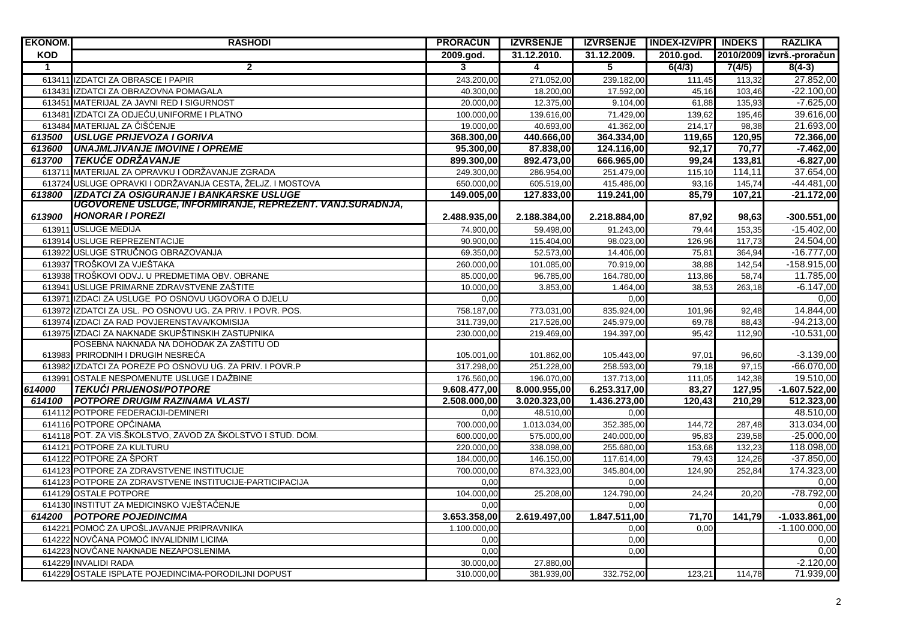| EKONOM. KOD | RASHODI | PRORAČUN 2009.god. | IZVRŠENJE 31.12.2010. | IZVRŠENJE 31.12.2009. | INDEX-IZV/PR 2010.god. | INDEKS 2010/2009 | RAZLIKA izvrš.-proračun |
|---|---|---|---|---|---|---|---|
| 1 | 2 | 3 | 4 | 5 | 6(4/3) | 7(4/5) | 8(4-3) |
| 613411 | IZDATCI ZA OBRASCE I PAPIR | 243.200,00 | 271.052,00 | 239.182,00 | 111,45 | 113,32 | 27.852,00 |
| 613431 | IZDATCI ZA OBRAZOVNA POMAGALA | 40.300,00 | 18.200,00 | 17.592,00 | 45,16 | 103,46 | -22.100,00 |
| 613451 | MATERIJAL ZA JAVNI RED I SIGURNOST | 20.000,00 | 12.375,00 | 9.104,00 | 61,88 | 135,93 | -7.625,00 |
| 613481 | IZDATCI ZA ODJEĆU,UNIFORME I PLATNO | 100.000,00 | 139.616,00 | 71.429,00 | 139,62 | 195,46 | 39.616,00 |
| 613484 | MATERIJAL ZA ČIŠĆENJE | 19.000,00 | 40.693,00 | 41.362,00 | 214,17 | 98,38 | 21.693,00 |
| ***613500*** | ***USLUGE PRIJEVOZA I GORIVA*** | **368.300,00** | **440.666,00** | **364.334,00** | **119,65** | **120,95** | **72.366,00** |
| ***613600*** | ***UNAJMLJIVANJE IMOVINE I OPREME*** | **95.300,00** | **87.838,00** | **124.116,00** | **92,17** | **70,77** | **-7.462,00** |
| ***613700*** | ***TEKUĆE ODRŽAVANJE*** | **899.300,00** | **892.473,00** | **666.965,00** | **99,24** | **133,81** | **-6.827,00** |
| 613711 | MATERIJAL ZA OPRAVKU I ODRŽAVANJE ZGRADA | 249.300,00 | 286.954,00 | 251.479,00 | 115,10 | 114,11 | 37.654,00 |
| 613724 | USLUGE OPRAVKI I ODRŽAVANJA CESTA, ŽELJZ. I MOSTOVA | 650.000,00 | 605.519,00 | 415.486,00 | 93,16 | 145,74 | -44.481,00 |
| ***613800*** | ***IZDATCI ZA OSIGURANJE I BANKARSKE USLUGE*** | **149.005,00** | **127.833,00** | **119.241,00** | **85,79** | **107,21** | **-21.172,00** |
| ***613900*** | ***UGOVORENE USLUGE, INFORMIRANJE, REPREZENT. VANJ.SURADNJA, HONORAR I POREZI*** | **2.488.935,00** | **2.188.384,00** | **2.218.884,00** | **87,92** | **98,63** | **-300.551,00** |
| 613911 | USLUGE MEDIJA | 74.900,00 | 59.498,00 | 91.243,00 | 79,44 | 153,35 | -15.402,00 |
| 613914 | USLUGE REPREZENTACIJE | 90.900,00 | 115.404,00 | 98.023,00 | 126,96 | 117,73 | 24.504,00 |
| 613922 | USLUGE STRUČNOG OBRAZOVANJA | 69.350,00 | 52.573,00 | 14.406,00 | 75,81 | 364,94 | -16.777,00 |
| 613937 | TROŠKOVI ZA VJEŠTAKA | 260.000,00 | 101.085,00 | 70.919,00 | 38,88 | 142,54 | -158.915,00 |
| 613938 | TROŠKOVI ODVJ. U PREDMETIMA OBV. OBRANE | 85.000,00 | 96.785,00 | 164.780,00 | 113,86 | 58,74 | 11.785,00 |
| 613941 | USLUGE PRIMARNE ZDRAVSTVENE ZAŠTITE | 10.000,00 | 3.853,00 | 1.464,00 | 38,53 | 263,18 | -6.147,00 |
| 613971 | IZDACI ZA USLUGE PO OSNOVU UGOVORA O DJELU | 0,00 | | 0,00 | | | 0,00 |
| 613972 | IZDATCI ZA USL. PO OSNOVU UG. ZA PRIV. I POVR. POS. | 758.187,00 | 773.031,00 | 835.924,00 | 101,96 | 92,48 | 14.844,00 |
| 613974 | IZDACI ZA RAD POVJERENSTAVA/KOMISIJA | 311.739,00 | 217.526,00 | 245.979,00 | 69,78 | 88,43 | -94.213,00 |
| 613975 | IZDACI ZA NAKNADE SKUPŠTINSKIH ZASTUPNIKA | 230.000,00 | 219.469,00 | 194.397,00 | 95,42 | 112,90 | -10.531,00 |
| 613983 | POSEBNA NAKNADA NA DOHODAK ZA ZAŠTITU OD PRIRODNIH I DRUGIH NESREĆA | 105.001,00 | 101.862,00 | 105.443,00 | 97,01 | 96,60 | -3.139,00 |
| 613982 | IZDATCI ZA POREZE PO OSNOVU UG. ZA PRIV. I POVR.P | 317.298,00 | 251.228,00 | 258.593,00 | 79,18 | 97,15 | -66.070,00 |
| 613991 | OSTALE NESPOMENUTE USLUGE I DAŽBINE | 176.560,00 | 196.070,00 | 137.713,00 | 111,05 | 142,38 | 19.510,00 |
| ***614000*** | ***TEKUĆI PRIJENOSI/POTPORE*** | **9.608.477,00** | **8.000.955,00** | **6.253.317,00** | **83,27** | **127,95** | **-1.607.522,00** |
| ***614100*** | ***POTPORE DRUGIM RAZINAMA VLASTI*** | **2.508.000,00** | **3.020.323,00** | **1.436.273,00** | **120,43** | **210,29** | **512.323,00** |
| 614112 | POTPORE FEDERACIJI-DEMINERI | 0,00 | 48.510,00 | 0,00 | | | 48.510,00 |
| 614116 | POTPORE OPĆINAMA | 700.000,00 | 1.013.034,00 | 352.385,00 | 144,72 | 287,48 | 313.034,00 |
| 614118 | POT. ZA VIS.ŠKOLSTVO, ZAVOD ZA ŠKOLSTVO I STUD. DOM. | 600.000,00 | 575.000,00 | 240.000,00 | 95,83 | 239,58 | -25.000,00 |
| 614121 | POTPORE ZA KULTURU | 220.000,00 | 338.098,00 | 255.680,00 | 153,68 | 132,23 | 118.098,00 |
| 614122 | POTPORE ZA ŠPORT | 184.000,00 | 146.150,00 | 117.614,00 | 79,43 | 124,26 | -37.850,00 |
| 614123 | POTPORE ZA ZDRAVSTVENE INSTITUCIJE | 700.000,00 | 874.323,00 | 345.804,00 | 124,90 | 252,84 | 174.323,00 |
| 614123 | POTPORE ZA ZDRAVSTVENE INSTITUCIJE-PARTICIPACIJA | 0,00 | | 0,00 | | | 0,00 |
| 614129 | OSTALE POTPORE | 104.000,00 | 25.208,00 | 124.790,00 | 24,24 | 20,20 | -78.792,00 |
| 614130 | INSTITUT ZA MEDICINSKO VJEŠTAČENJE | 0,00 | | 0,00 | | | 0,00 |
| ***614200*** | ***POTPORE POJEDINCIMA*** | **3.653.358,00** | **2.619.497,00** | **1.847.511,00** | **71,70** | **141,79** | **-1.033.861,00** |
| 614221 | POMOĆ ZA UPOŠLJAVANJE PRIPRAVNIKA | 1.100.000,00 | | 0,00 | 0,00 | | -1.100.000,00 |
| 614222 | NOVČANA POMOĆ INVALIDNIM LICIMA | 0,00 | | 0,00 | | | 0,00 |
| 614223 | NOVČANE NAKNADE NEZAPOSLENIMA | 0,00 | | 0,00 | | | 0,00 |
| 614229 | INVALIDI RADA | 30.000,00 | 27.880,00 | | | | -2.120,00 |
| 614229 | OSTALE ISPLATE POJEDINCIMA-PORODILJNI DOPUST | 310.000,00 | 381.939,00 | 332.752,00 | 123,21 | 114,78 | 71.939,00 |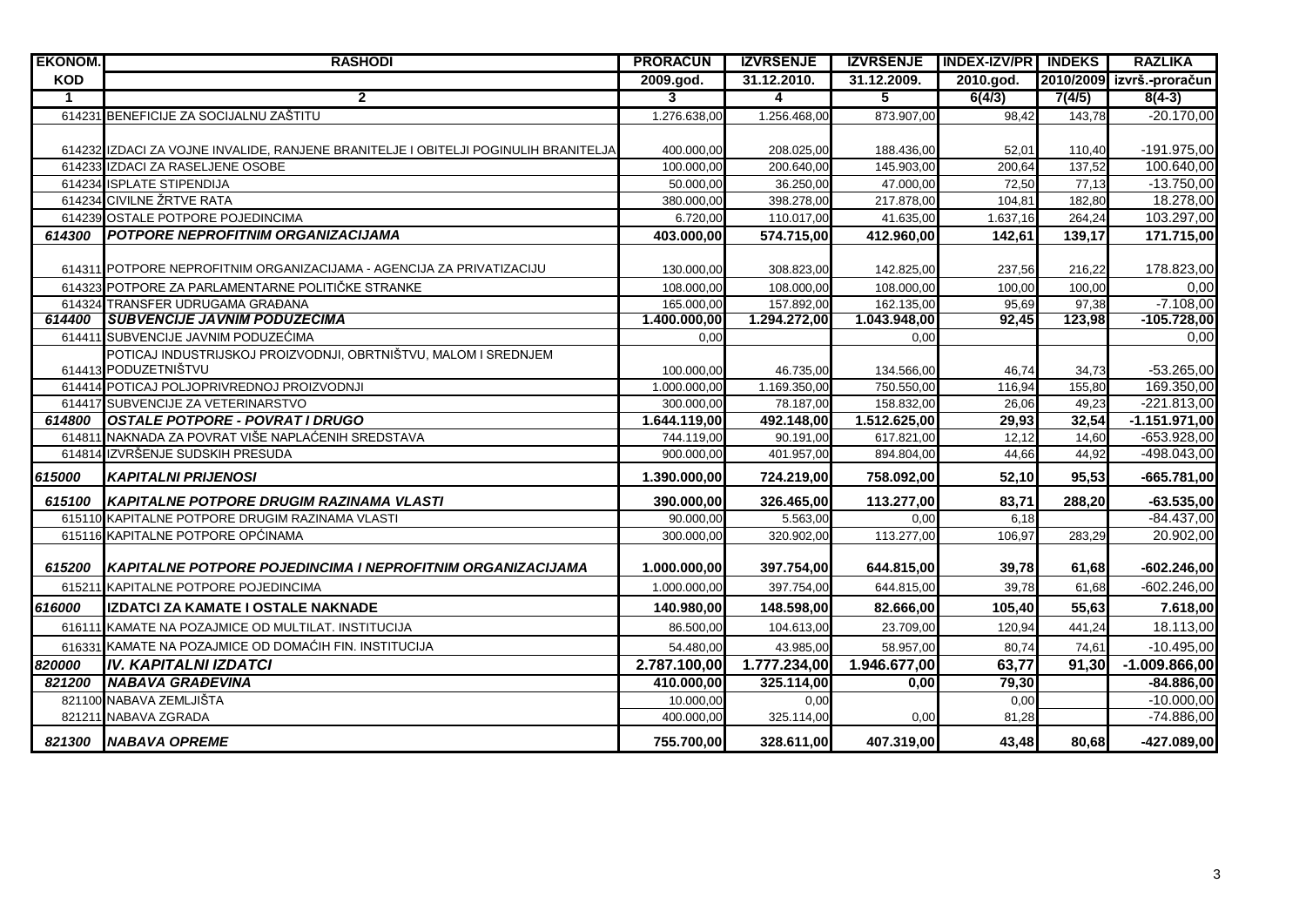| EKONOM. KOD | RASHODI | PRORAČUN 2009.god. | IZVRŠENJE 31.12.2010. | IZVRŠENJE 31.12.2009. | INDEX-IZV/PR 2010.god. | INDEKS 2010/2009 | RAZLIKA izvrš.-proračun |
|---|---|---|---|---|---|---|---|
| 1 | 2 | 3 | 4 | 5 | 6(4/3) | 7(4/5) | 8(4-3) |
| 614231 | BENEFICIJE ZA SOCIJALNU ZAŠTITU | 1.276.638,00 | 1.256.468,00 | 873.907,00 | 98,42 | 143,78 | -20.170,00 |
| 614232 | IZDACI ZA VOJNE INVALIDE, RANJENE BRANITELJE I OBITELJI POGINULIH BRANITELJA | 400.000,00 | 208.025,00 | 188.436,00 | 52,01 | 110,40 | -191.975,00 |
| 614233 | IZDACI ZA RASELJENE OSOBE | 100.000,00 | 200.640,00 | 145.903,00 | 200,64 | 137,52 | 100.640,00 |
| 614234 | ISPLATE STIPENDIJA | 50.000,00 | 36.250,00 | 47.000,00 | 72,50 | 77,13 | -13.750,00 |
| 614234 | CIVILNE ŽRTVE RATA | 380.000,00 | 398.278,00 | 217.878,00 | 104,81 | 182,80 | 18.278,00 |
| 614239 | OSTALE POTPORE POJEDINCIMA | 6.720,00 | 110.017,00 | 41.635,00 | 1.637,16 | 264,24 | 103.297,00 |
| ***614300*** | ***POTPORE NEPROFITNIM ORGANIZACIJAMA*** | **403.000,00** | **574.715,00** | **412.960,00** | **142,61** | **139,17** | **171.715,00** |
| 614311 | POTPORE NEPROFITNIM ORGANIZACIJAMA - AGENCIJA ZA PRIVATIZACIJU | 130.000,00 | 308.823,00 | 142.825,00 | 237,56 | 216,22 | 178.823,00 |
| 614323 | POTPORE ZA PARLAMENTARNE POLITIČKE STRANKE | 108.000,00 | 108.000,00 | 108.000,00 | 100,00 | 100,00 | 0,00 |
| 614324 | TRANSFER UDRUGAMA GRAĐANA | 165.000,00 | 157.892,00 | 162.135,00 | 95,69 | 97,38 | -7.108,00 |
| ***614400*** | ***SUBVENCIJE JAVNIM PODUZEĆIMA*** | **1.400.000,00** | **1.294.272,00** | **1.043.948,00** | **92,45** | **123,98** | **-105.728,00** |
| 614411 | SUBVENCIJE JAVNIM PODUZEĆIMA | 0,00 | | 0,00 | | | 0,00 |
| 614413 | POTICAJ INDUSTRIJSKOJ PROIZVODNJI, OBRTNIŠTVU, MALOM I SREDNJEM PODUZETNIŠTVU | 100.000,00 | 46.735,00 | 134.566,00 | 46,74 | 34,73 | -53.265,00 |
| 614414 | POTICAJ POLJOPRIVREDNOJ PROIZVODNJI | 1.000.000,00 | 1.169.350,00 | 750.550,00 | 116,94 | 155,80 | 169.350,00 |
| 614417 | SUBVENCIJE ZA VETERINARSTVO | 300.000,00 | 78.187,00 | 158.832,00 | 26,06 | 49,23 | -221.813,00 |
| ***614800*** | ***OSTALE POTPORE - POVRAT I DRUGO*** | **1.644.119,00** | **492.148,00** | **1.512.625,00** | **29,93** | **32,54** | **-1.151.971,00** |
| 614811 | NAKNADA ZA POVRAT VIŠE NAPLAĆENIH SREDSTAVA | 744.119,00 | 90.191,00 | 617.821,00 | 12,12 | 14,60 | -653.928,00 |
| 614814 | IZVRŠENJE SUDSKIH PRESUDA | 900.000,00 | 401.957,00 | 894.804,00 | 44,66 | 44,92 | -498.043,00 |
| ***615000*** | ***KAPITALNI PRIJENOSI*** | **1.390.000,00** | **724.219,00** | **758.092,00** | **52,10** | **95,53** | **-665.781,00** |
| ***615100*** | ***KAPITALNE POTPORE DRUGIM RAZINAMA VLASTI*** | **390.000,00** | **326.465,00** | **113.277,00** | **83,71** | **288,20** | **-63.535,00** |
| 615110 | KAPITALNE POTPORE DRUGIM RAZINAMA VLASTI | 90.000,00 | 5.563,00 | 0,00 | 6,18 | | -84.437,00 |
| 615116 | KAPITALNE POTPORE OPĆINAMA | 300.000,00 | 320.902,00 | 113.277,00 | 106,97 | 283,29 | 20.902,00 |
| ***615200*** | ***KAPITALNE POTPORE POJEDINCIMA I NEPROFITNIM ORGANIZACIJAMA*** | **1.000.000,00** | **397.754,00** | **644.815,00** | **39,78** | **61,68** | **-602.246,00** |
| 615211 | KAPITALNE POTPORE POJEDINCIMA | 1.000.000,00 | 397.754,00 | 644.815,00 | 39,78 | 61,68 | -602.246,00 |
| ***616000*** | **IZDATCI ZA KAMATE I OSTALE NAKNADE** | **140.980,00** | **148.598,00** | **82.666,00** | **105,40** | **55,63** | **7.618,00** |
| 616111 | KAMATE NA POZAJMICE OD MULTILAT. INSTITUCIJA | 86.500,00 | 104.613,00 | 23.709,00 | 120,94 | 441,24 | 18.113,00 |
| 616331 | KAMATE NA POZAJMICE OD DOMAĆIH FIN. INSTITUCIJA | 54.480,00 | 43.985,00 | 58.957,00 | 80,74 | 74,61 | -10.495,00 |
| ***820000*** | ***IV. KAPITALNI IZDATCI*** | **2.787.100,00** | **1.777.234,00** | **1.946.677,00** | **63,77** | **91,30** | **-1.009.866,00** |
| ***821200*** | ***NABAVA GRAĐEVINA*** | **410.000,00** | **325.114,00** | **0,00** | **79,30** | | **-84.886,00** |
| 821100 | NABAVA ZEMLJIŠTA | 10.000,00 | 0,00 | | 0,00 | | -10.000,00 |
| 821211 | NABAVA ZGRADA | 400.000,00 | 325.114,00 | 0,00 | 81,28 | | -74.886,00 |
| ***821300*** | ***NABAVA OPREME*** | **755.700,00** | **328.611,00** | **407.319,00** | **43,48** | **80,68** | **-427.089,00** |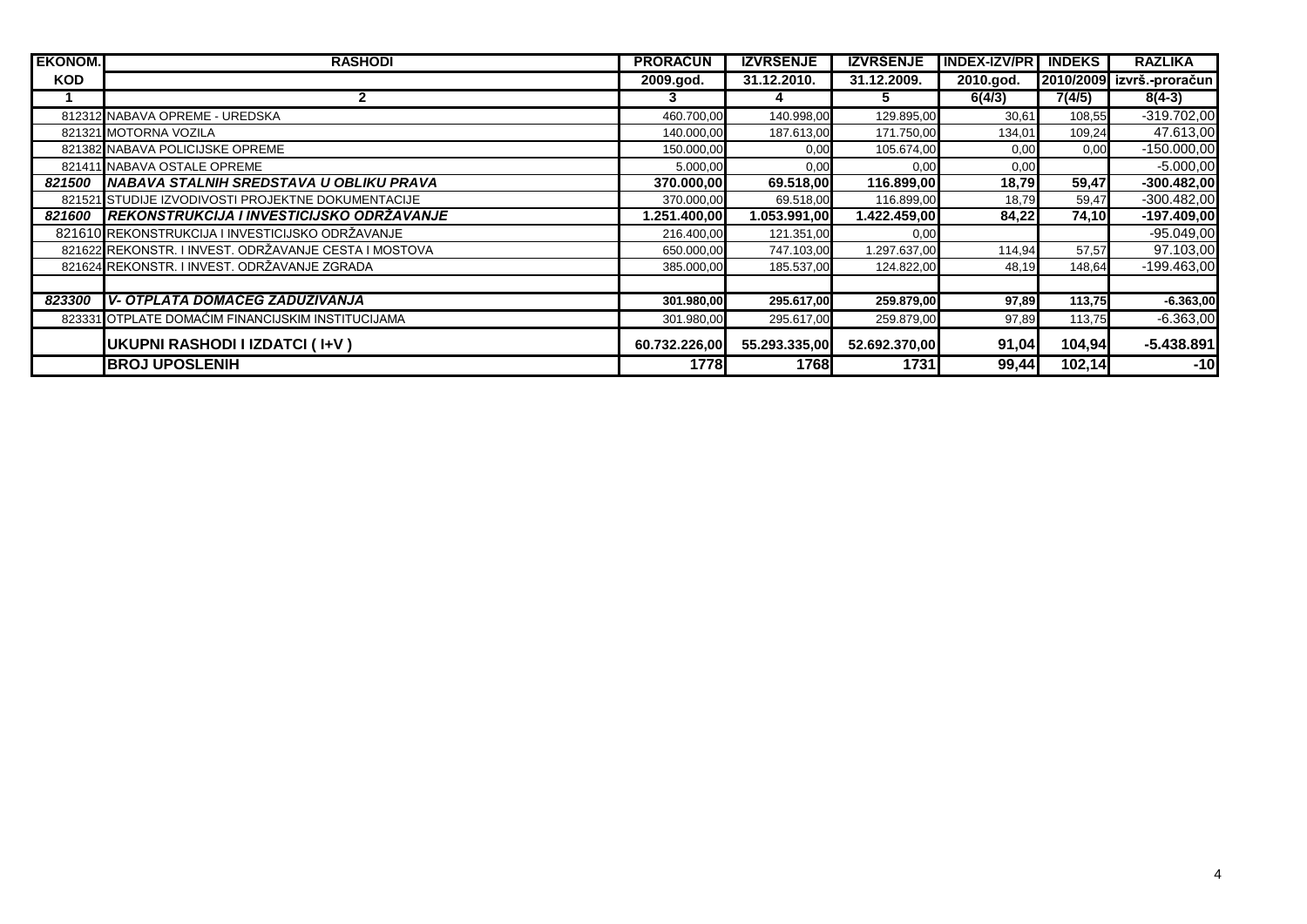| EKONOM. KOD | RASHODI | PRORAČUN 2009.god. | IZVRŠENJE 31.12.2010. | IZVRŠENJE 31.12.2009. | INDEX-IZV/PR 2010.god. | INDEKS 2010/2009 | RAZLIKA izvrš.-proračun |
|---|---|---|---|---|---|---|---|
| 1 | 2 | 3 | 4 | 5 | 6(4/3) | 7(4/5) | 8(4-3) |
| 812312 | NABAVA OPREME - UREDSKA | 460.700,00 | 140.998,00 | 129.895,00 | 30,61 | 108,55 | -319.702,00 |
| 821321 | MOTORNA VOZILA | 140.000,00 | 187.613,00 | 171.750,00 | 134,01 | 109,24 | 47.613,00 |
| 821382 | NABAVA POLICIJSKE OPREME | 150.000,00 | 0,00 | 105.674,00 | 0,00 | 0,00 | -150.000,00 |
| 821411 | NABAVA OSTALE OPREME | 5.000,00 | 0,00 | 0,00 | 0,00 | | -5.000,00 |
| ***821500*** | ***NABAVA STALNIH SREDSTAVA U OBLIKU PRAVA*** | **370.000,00** | **69.518,00** | **116.899,00** | **18,79** | **59,47** | **-300.482,00** |
| 821521 | STUDIJE IZVODIVOSTI PROJEKTNE DOKUMENTACIJE | 370.000,00 | 69.518,00 | 116.899,00 | 18,79 | 59,47 | -300.482,00 |
| ***821600*** | ***REKONSTRUKCIJA I INVESTICIJSKO ODRŽAVANJE*** | **1.251.400,00** | **1.053.991,00** | **1.422.459,00** | **84,22** | **74,10** | **-197.409,00** |
| 821610 | REKONSTRUKCIJA I INVESTICIJSKO ODRŽAVANJE | 216.400,00 | 121.351,00 | 0,00 | | | -95.049,00 |
| 821622 | REKONSTR. I INVEST. ODRŽAVANJE CESTA I MOSTOVA | 650.000,00 | 747.103,00 | 1.297.637,00 | 114,94 | 57,57 | 97.103,00 |
| 821624 | REKONSTR. I INVEST. ODRŽAVANJE ZGRADA | 385.000,00 | 185.537,00 | 124.822,00 | 48,19 | 148,64 | -199.463,00 |
| | | | | | | | |
| ***823300*** | ***V- OTPLATA DOMAĆEG ZADUŽIVANJA*** | **301.980,00** | **295.617,00** | **259.879,00** | **97,89** | **113,75** | **-6.363,00** |
| 823331 | OTPLATE DOMAĆIM FINANCIJSKIM INSTITUCIJAMA | 301.980,00 | 295.617,00 | 259.879,00 | 97,89 | 113,75 | -6.363,00 |
| | **UKUPNI RASHODI I IZDATCI ( I+V )** | **60.732.226,00** | **55.293.335,00** | **52.692.370,00** | **91,04** | **104,94** | **-5.438.891** |
| | **BROJ UPOSLENIH** | **1778** | **1768** | **1731** | **99,44** | **102,14** | **-10** |